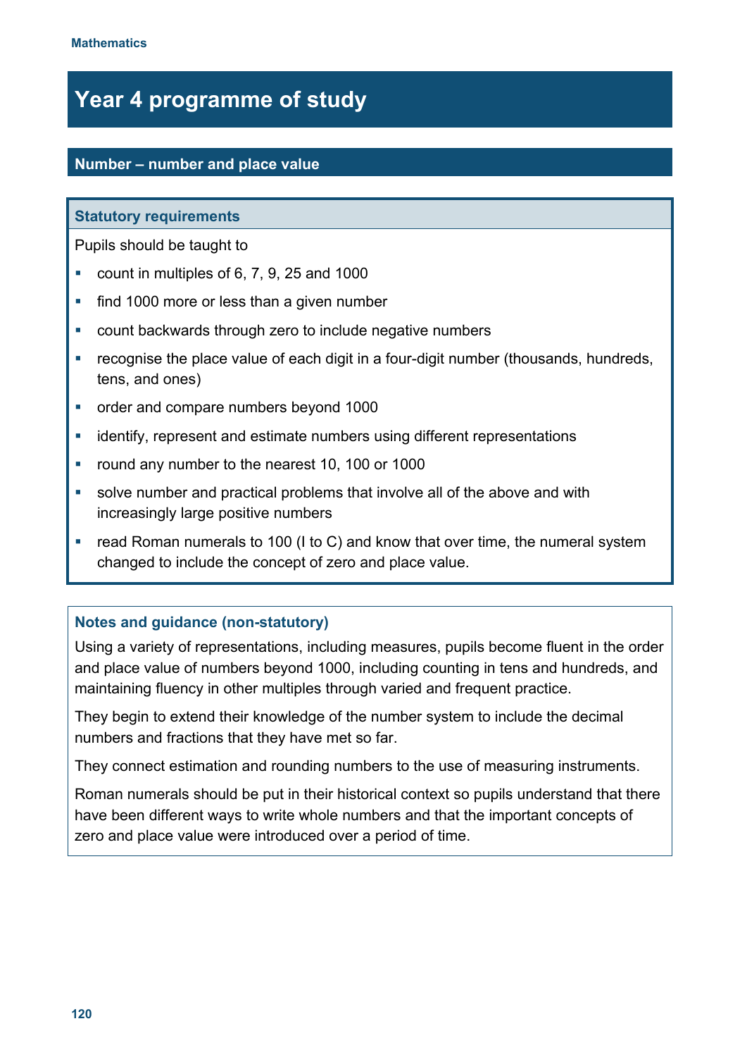# Year 4 programme of study

## Number – number and place value

### Statutory requirements

Pupils should be taught to

- count in multiples of 6, 7, 9, 25 and 1000
- find 1000 more or less than a given number
- count backwards through zero to include negative numbers
- recognise the place value of each digit in a four-digit number (thousands, hundreds, tens, and ones)
- order and compare numbers beyond 1000
- identify, represent and estimate numbers using different representations
- round any number to the nearest 10, 100 or 1000
- solve number and practical problems that involve all of the above and with increasingly large positive numbers
- read Roman numerals to 100 (I to C) and know that over time, the numeral system changed to include the concept of zero and place value.

### Notes and guidance (non-statutory)

Using a variety of representations, including measures, pupils become fluent in the order and place value of numbers beyond 1000, including counting in tens and hundreds, and maintaining fluency in other multiples through varied and frequent practice.

They begin to extend their knowledge of the number system to include the decimal numbers and fractions that they have met so far.

They connect estimation and rounding numbers to the use of measuring instruments.

Roman numerals should be put in their historical context so pupils understand that there have been different ways to write whole numbers and that the important concepts of zero and place value were introduced over a period of time.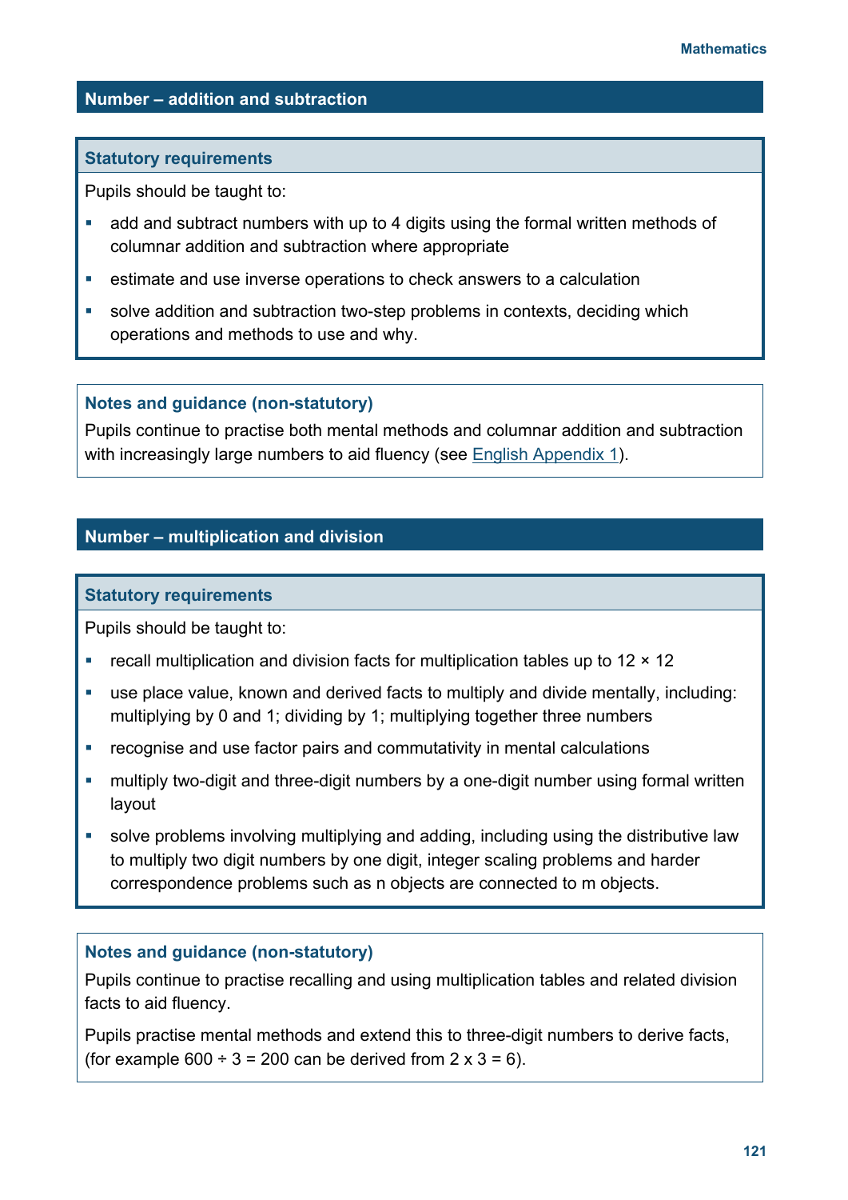## Number – addition and subtraction

### Statutory requirements

Pupils should be taught to:

- add and subtract numbers with up to 4 digits using the formal written methods of columnar addition and subtraction where appropriate
- estimate and use inverse operations to check answers to a calculation
- solve addition and subtraction two-step problems in contexts, deciding which operations and methods to use and why.

### Notes and guidance (non-statutory)

Pupils continue to practise both mental methods and columnar addition and subtraction with increasingly large numbers to aid fluency (see English Appendix 1).

## Number – multiplication and division

### Statutory requirements

Pupils should be taught to:

- recall multiplication and division facts for multiplication tables up to 12 × 12
- use place value, known and derived facts to multiply and divide mentally, including: multiplying by 0 and 1; dividing by 1; multiplying together three numbers
- recognise and use factor pairs and commutativity in mental calculations
- multiply two-digit and three-digit numbers by a one-digit number using formal written layout
- solve problems involving multiplying and adding, including using the distributive law to multiply two digit numbers by one digit, integer scaling problems and harder correspondence problems such as n objects are connected to m objects.

### Notes and guidance (non-statutory)

Pupils continue to practise recalling and using multiplication tables and related division facts to aid fluency.

Pupils practise mental methods and extend this to three-digit numbers to derive facts, (for example 600 ÷ 3 = 200 can be derived from 2 x 3 = 6).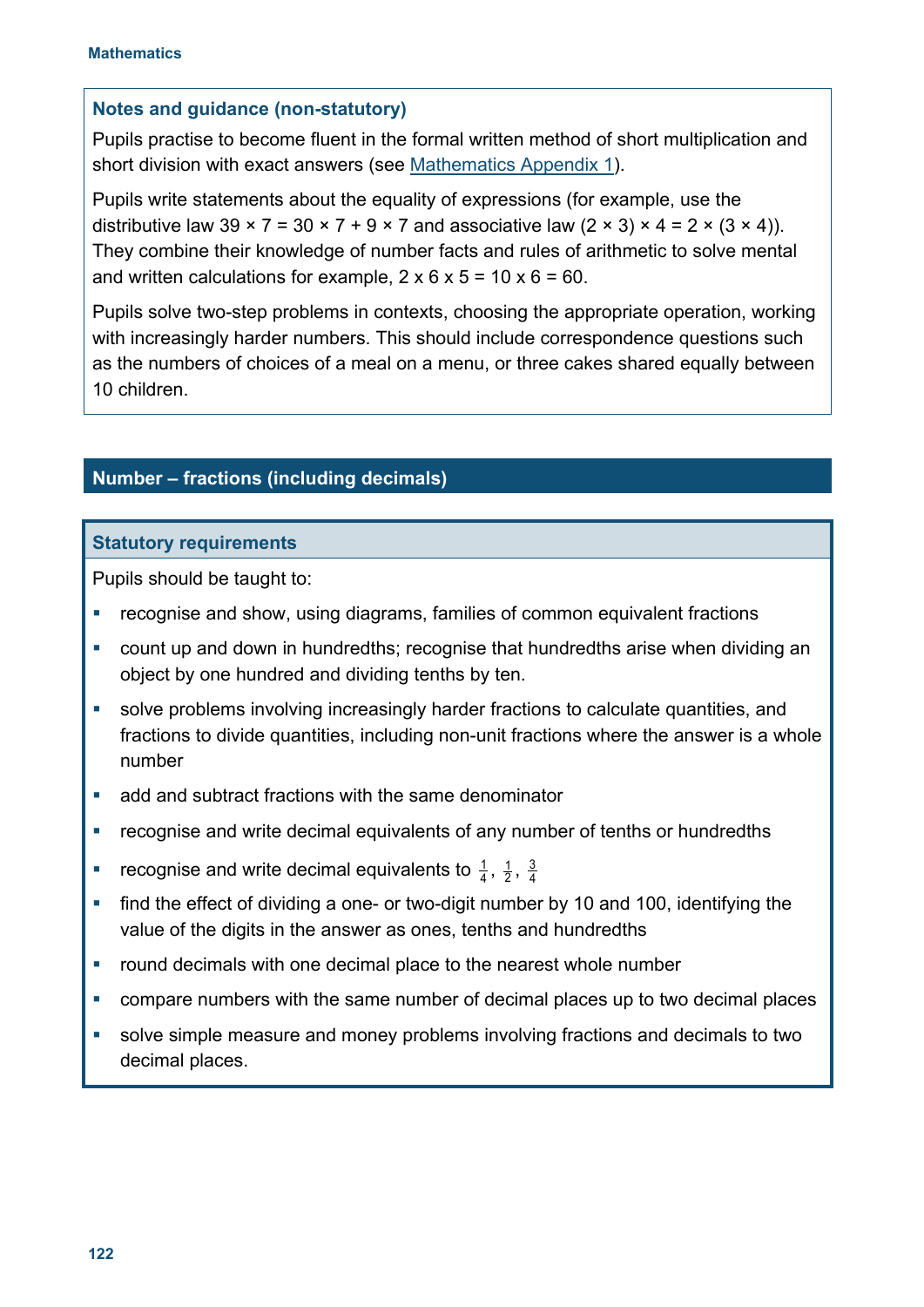#### Notes and guidance (non-statutory)

Pupils practise to become fluent in the formal written method of short multiplication and short division with exact answers (see Mathematics Appendix 1).

Pupils write statements about the equality of expressions (for example, use the distributive law $39 \times 7 = 30 \times 7 + 9 \times 7$ and associative law $(2 \times 3) \times 4 = 2 \times (3 \times 4)$). They combine their knowledge of number facts and rules of arithmetic to solve mental and written calculations for example, $2 \times 6 \times 5 = 10 \times 6 = 60$.

Pupils solve two-step problems in contexts, choosing the appropriate operation, working with increasingly harder numbers. This should include correspondence questions such as the numbers of choices of a meal on a menu, or three cakes shared equally between 10 children.

## Number – fractions (including decimals)

#### Statutory requirements

Pupils should be taught to:

- recognise and show, using diagrams, families of common equivalent fractions
- count up and down in hundredths; recognise that hundredths arise when dividing an object by one hundred and dividing tenths by ten.
- solve problems involving increasingly harder fractions to calculate quantities, and fractions to divide quantities, including non-unit fractions where the answer is a whole number
- add and subtract fractions with the same denominator
- recognise and write decimal equivalents of any number of tenths or hundredths
- recognise and write decimal equivalents to $\frac{1}{4}$, $\frac{1}{2}$, $\frac{3}{4}$
- find the effect of dividing a one- or two-digit number by 10 and 100, identifying the value of the digits in the answer as ones, tenths and hundredths
- round decimals with one decimal place to the nearest whole number
- compare numbers with the same number of decimal places up to two decimal places
- solve simple measure and money problems involving fractions and decimals to two decimal places.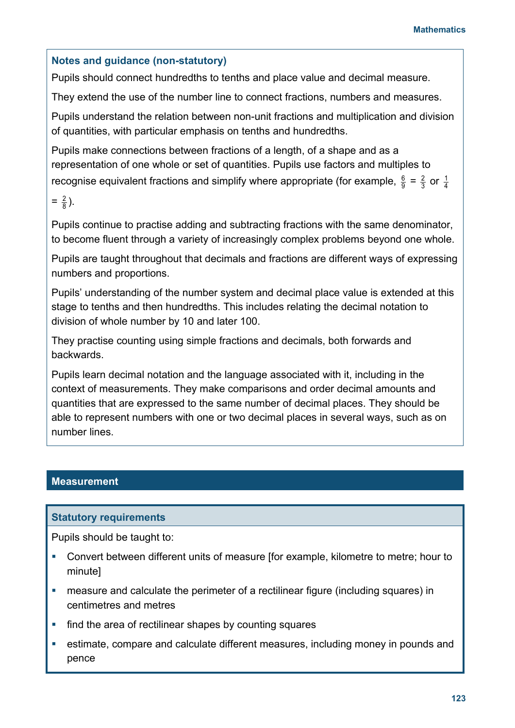### Notes and guidance (non-statutory)

Pupils should connect hundredths to tenths and place value and decimal measure.

They extend the use of the number line to connect fractions, numbers and measures.

Pupils understand the relation between non-unit fractions and multiplication and division of quantities, with particular emphasis on tenths and hundredths.

Pupils make connections between fractions of a length, of a shape and as a representation of one whole or set of quantities. Pupils use factors and multiples to recognise equivalent fractions and simplify where appropriate (for example, $\frac{6}{9} = \frac{2}{3}$ or $\frac{1}{4} = \frac{2}{8}$).

Pupils continue to practise adding and subtracting fractions with the same denominator, to become fluent through a variety of increasingly complex problems beyond one whole.

Pupils are taught throughout that decimals and fractions are different ways of expressing numbers and proportions.

Pupils' understanding of the number system and decimal place value is extended at this stage to tenths and then hundredths. This includes relating the decimal notation to division of whole number by 10 and later 100.

They practise counting using simple fractions and decimals, both forwards and backwards.

Pupils learn decimal notation and the language associated with it, including in the context of measurements. They make comparisons and order decimal amounts and quantities that are expressed to the same number of decimal places. They should be able to represent numbers with one or two decimal places in several ways, such as on number lines.

## Measurement

### Statutory requirements

Pupils should be taught to:

- Convert between different units of measure [for example, kilometre to metre; hour to minute]
- measure and calculate the perimeter of a rectilinear figure (including squares) in centimetres and metres
- find the area of rectilinear shapes by counting squares
- estimate, compare and calculate different measures, including money in pounds and pence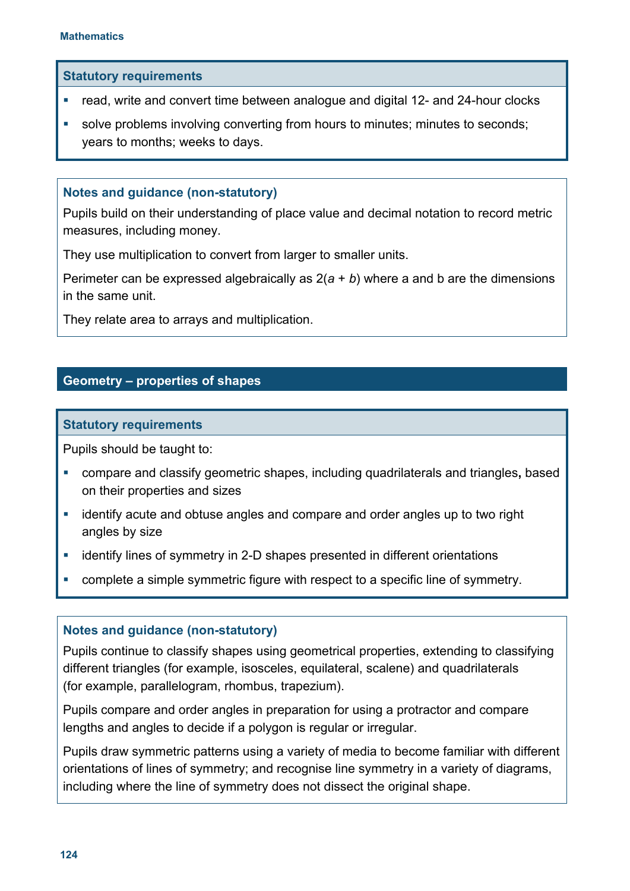#### Statutory requirements

- read, write and convert time between analogue and digital 12- and 24-hour clocks
- solve problems involving converting from hours to minutes; minutes to seconds; years to months; weeks to days.

#### Notes and guidance (non-statutory)

Pupils build on their understanding of place value and decimal notation to record metric measures, including money.

They use multiplication to convert from larger to smaller units.

Perimeter can be expressed algebraically as $2(a + b)$ where a and b are the dimensions in the same unit.

They relate area to arrays and multiplication.

### Geometry – properties of shapes

#### Statutory requirements

Pupils should be taught to:

- compare and classify geometric shapes, including quadrilaterals and triangles**,** based on their properties and sizes
- identify acute and obtuse angles and compare and order angles up to two right angles by size
- identify lines of symmetry in 2-D shapes presented in different orientations
- complete a simple symmetric figure with respect to a specific line of symmetry.

#### Notes and guidance (non-statutory)

Pupils continue to classify shapes using geometrical properties, extending to classifying different triangles (for example, isosceles, equilateral, scalene) and quadrilaterals (for example, parallelogram, rhombus, trapezium).

Pupils compare and order angles in preparation for using a protractor and compare lengths and angles to decide if a polygon is regular or irregular.

Pupils draw symmetric patterns using a variety of media to become familiar with different orientations of lines of symmetry; and recognise line symmetry in a variety of diagrams, including where the line of symmetry does not dissect the original shape.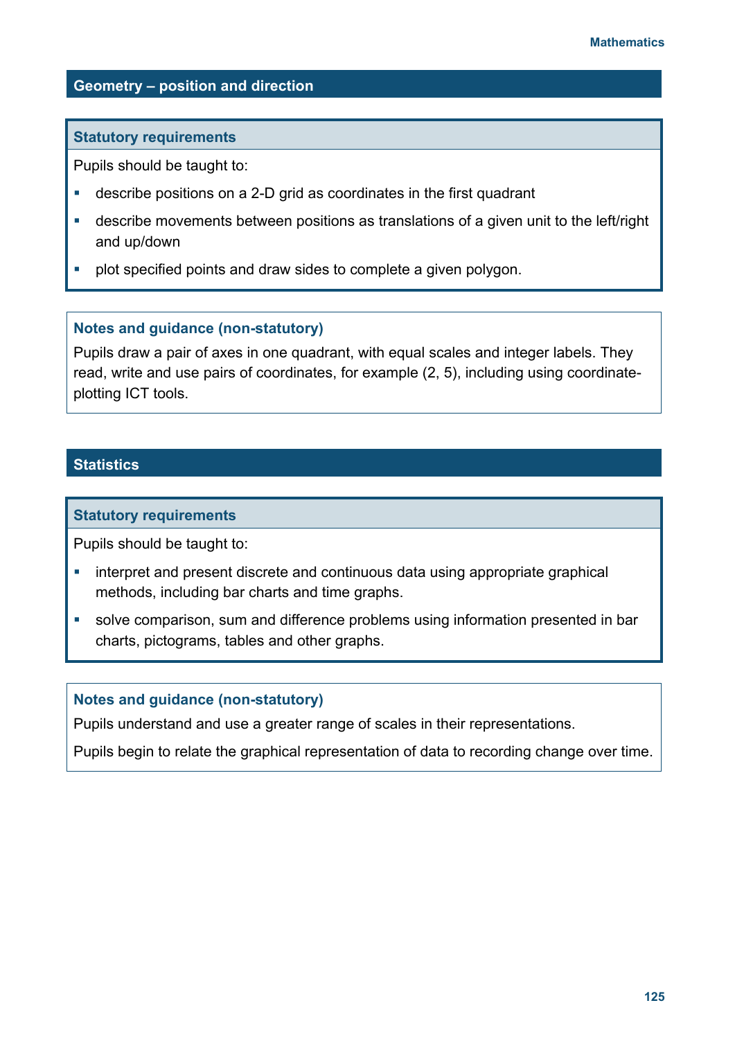## Geometry – position and direction

### Statutory requirements

Pupils should be taught to:

- describe positions on a 2-D grid as coordinates in the first quadrant
- describe movements between positions as translations of a given unit to the left/right and up/down
- plot specified points and draw sides to complete a given polygon.

### Notes and guidance (non-statutory)

Pupils draw a pair of axes in one quadrant, with equal scales and integer labels. They read, write and use pairs of coordinates, for example (2, 5), including using coordinate-plotting ICT tools.

## Statistics

### Statutory requirements

Pupils should be taught to:

- interpret and present discrete and continuous data using appropriate graphical methods, including bar charts and time graphs.
- solve comparison, sum and difference problems using information presented in bar charts, pictograms, tables and other graphs.

### Notes and guidance (non-statutory)

Pupils understand and use a greater range of scales in their representations.

Pupils begin to relate the graphical representation of data to recording change over time.